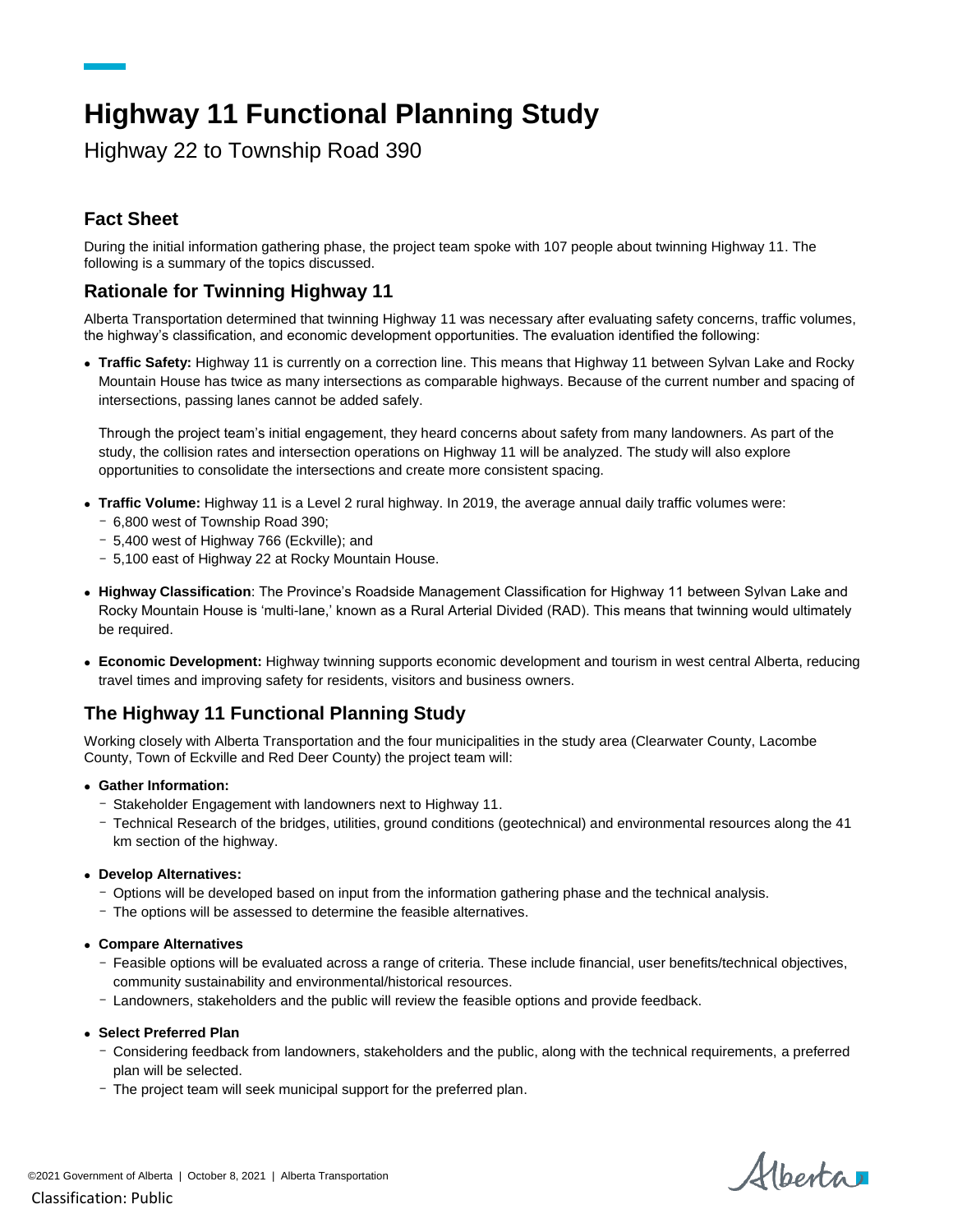# Highway 11 Functional Planning Study

Highway 22 to Township Road 390

## Fact Sheet

During the initial information gathering phase, the project team spoke with 107 people about twinning Highway 11. The following is a summary of the topics discussed.

## Rationale for Twinning Highway 11

Alberta Transportation determined that twinning Highway 11 was necessary after evaluating safety concerns, traffic volumes, the highway's classification, and economic development opportunities. The evaluation identified the following:

- **Traffic Safety:** Highway 11 is currently on a correction line. This means that Highway 11 between Sylvan Lake and Rocky Mountain House has twice as many intersections as comparable highways. Because of the current number and spacing of intersections, passing lanes cannot be added safely.

  Through the project team's initial engagement, they heard concerns about safety from many landowners. As part of the study, the collision rates and intersection operations on Highway 11 will be analyzed. The study will also explore opportunities to consolidate the intersections and create more consistent spacing.

- **Traffic Volume:** Highway 11 is a Level 2 rural highway. In 2019, the average annual daily traffic volumes were:
  - 6,800 west of Township Road 390;
  - 5,400 west of Highway 766 (Eckville); and
  - 5,100 east of Highway 22 at Rocky Mountain House.

- **Highway Classification**: The Province's Roadside Management Classification for Highway 11 between Sylvan Lake and Rocky Mountain House is 'multi-lane,' known as a Rural Arterial Divided (RAD). This means that twinning would ultimately be required.

- **Economic Development:** Highway twinning supports economic development and tourism in west central Alberta, reducing travel times and improving safety for residents, visitors and business owners.

## The Highway 11 Functional Planning Study

Working closely with Alberta Transportation and the four municipalities in the study area (Clearwater County, Lacombe County, Town of Eckville and Red Deer County) the project team will:

- **Gather Information:**
  - Stakeholder Engagement with landowners next to Highway 11.
  - Technical Research of the bridges, utilities, ground conditions (geotechnical) and environmental resources along the 41 km section of the highway.

- **Develop Alternatives:**
  - Options will be developed based on input from the information gathering phase and the technical analysis.
  - The options will be assessed to determine the feasible alternatives.

- **Compare Alternatives**
  - Feasible options will be evaluated across a range of criteria. These include financial, user benefits/technical objectives, community sustainability and environmental/historical resources.
  - Landowners, stakeholders and the public will review the feasible options and provide feedback.

- **Select Preferred Plan**
  - Considering feedback from landowners, stakeholders and the public, along with the technical requirements, a preferred plan will be selected.
  - The project team will seek municipal support for the preferred plan.

©2021 Government of Alberta | October 8, 2021 | Alberta Transportation

Classification: Public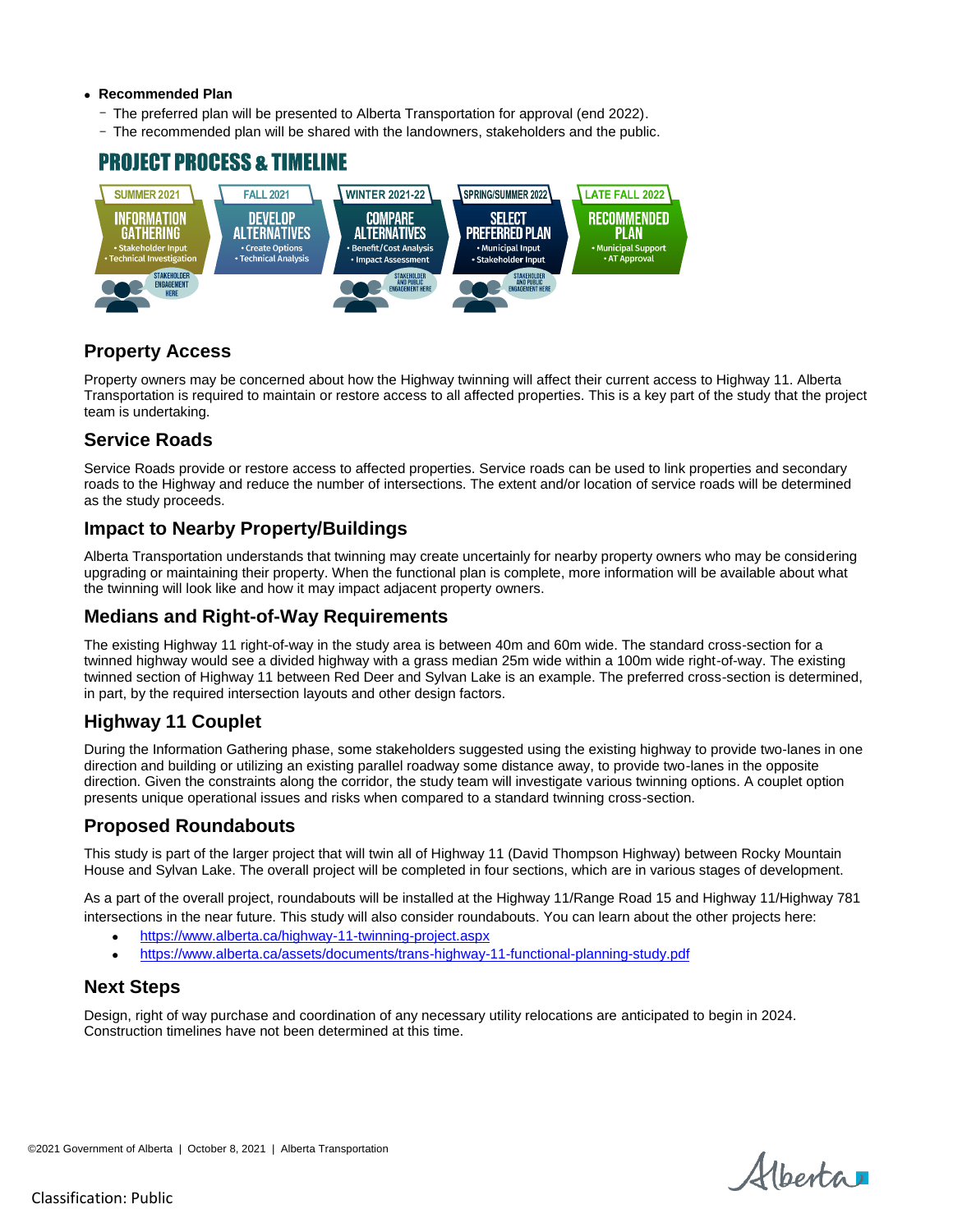- **Recommended Plan**
  - The preferred plan will be presented to Alberta Transportation for approval (end 2022).
  - The recommended plan will be shared with the landowners, stakeholders and the public.

## PROJECT PROCESS & TIMELINE

SUMMER 2021
INFORMATION GATHERING
- Stakeholder Input
- Technical Investigation

STAKEHOLDER ENGAGEMENT HERE

FALL 2021
DEVELOP ALTERNATIVES
- Create Options
- Technical Analysis

WINTER 2021-22
COMPARE ALTERNATIVES
- Benefit/Cost Analysis
- Impact Assessment

STAKEHOLDER AND PUBLIC ENGAGEMENT HERE

SPRING/SUMMER 2022
SELECT PREFERRED PLAN
- Municipal Input
- Stakeholder Input

STAKEHOLDER AND PUBLIC ENGAGEMENT HERE

LATE FALL 2022
RECOMMENDED PLAN
- Municipal Support
- AT Approval

## Property Access

Property owners may be concerned about how the Highway twinning will affect their current access to Highway 11. Alberta Transportation is required to maintain or restore access to all affected properties. This is a key part of the study that the project team is undertaking.

## Service Roads

Service Roads provide or restore access to affected properties. Service roads can be used to link properties and secondary roads to the Highway and reduce the number of intersections. The extent and/or location of service roads will be determined as the study proceeds.

## Impact to Nearby Property/Buildings

Alberta Transportation understands that twinning may create uncertainly for nearby property owners who may be considering upgrading or maintaining their property. When the functional plan is complete, more information will be available about what the twinning will look like and how it may impact adjacent property owners.

## Medians and Right-of-Way Requirements

The existing Highway 11 right-of-way in the study area is between 40m and 60m wide. The standard cross-section for a twinned highway would see a divided highway with a grass median 25m wide within a 100m wide right-of-way. The existing twinned section of Highway 11 between Red Deer and Sylvan Lake is an example. The preferred cross-section is determined, in part, by the required intersection layouts and other design factors.

## Highway 11 Couplet

During the Information Gathering phase, some stakeholders suggested using the existing highway to provide two-lanes in one direction and building or utilizing an existing parallel roadway some distance away, to provide two-lanes in the opposite direction. Given the constraints along the corridor, the study team will investigate various twinning options. A couplet option presents unique operational issues and risks when compared to a standard twinning cross-section.

## Proposed Roundabouts

This study is part of the larger project that will twin all of Highway 11 (David Thompson Highway) between Rocky Mountain House and Sylvan Lake. The overall project will be completed in four sections, which are in various stages of development.

As a part of the overall project, roundabouts will be installed at the Highway 11/Range Road 15 and Highway 11/Highway 781 intersections in the near future. This study will also consider roundabouts. You can learn about the other projects here:

- https://www.alberta.ca/highway-11-twinning-project.aspx
- https://www.alberta.ca/assets/documents/trans-highway-11-functional-planning-study.pdf

## Next Steps

Design, right of way purchase and coordination of any necessary utility relocations are anticipated to begin in 2024. Construction timelines have not been determined at this time.

©2021 Government of Alberta | October 8, 2021 | Alberta Transportation

Classification: Public